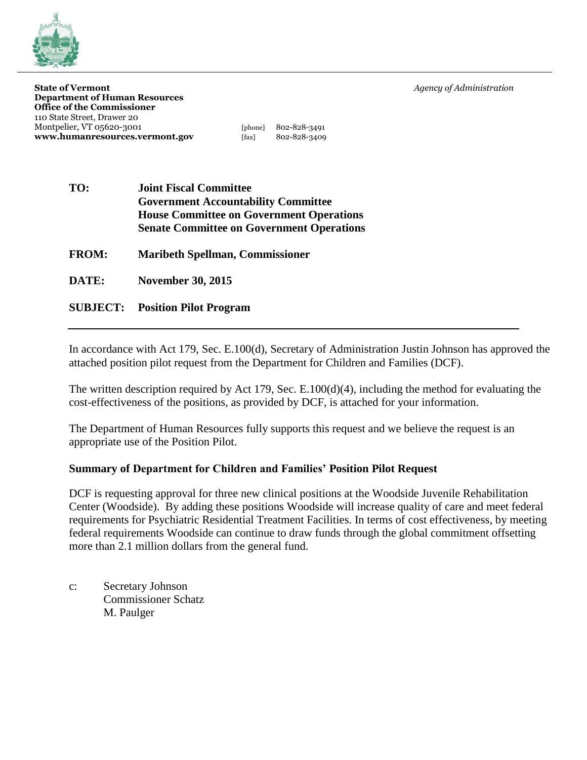**State of Vermont**
**Department of Human Resources**
**Office of the Commissioner**
110 State Street, Drawer 20
Montpelier, VT 05620-3001
**www.humanresources.vermont.gov**

[phone] 802-828-3491
[fax] 802-828-3409

*Agency of Administration*

---

**TO:** **Joint Fiscal Committee**
**Government Accountability Committee**
**House Committee on Government Operations**
**Senate Committee on Government Operations**

**FROM:** **Maribeth Spellman, Commissioner**

**DATE:** **November 30, 2015**

**SUBJECT:** **Position Pilot Program**

---

In accordance with Act 179, Sec. E.100(d), Secretary of Administration Justin Johnson has approved the attached position pilot request from the Department for Children and Families (DCF).

The written description required by Act 179, Sec. E.100(d)(4), including the method for evaluating the cost-effectiveness of the positions, as provided by DCF, is attached for your information.

The Department of Human Resources fully supports this request and we believe the request is an appropriate use of the Position Pilot.

**Summary of Department for Children and Families' Position Pilot Request**

DCF is requesting approval for three new clinical positions at the Woodside Juvenile Rehabilitation Center (Woodside). By adding these positions Woodside will increase quality of care and meet federal requirements for Psychiatric Residential Treatment Facilities. In terms of cost effectiveness, by meeting federal requirements Woodside can continue to draw funds through the global commitment offsetting more than 2.1 million dollars from the general fund.

c: Secretary Johnson
Commissioner Schatz
M. Paulger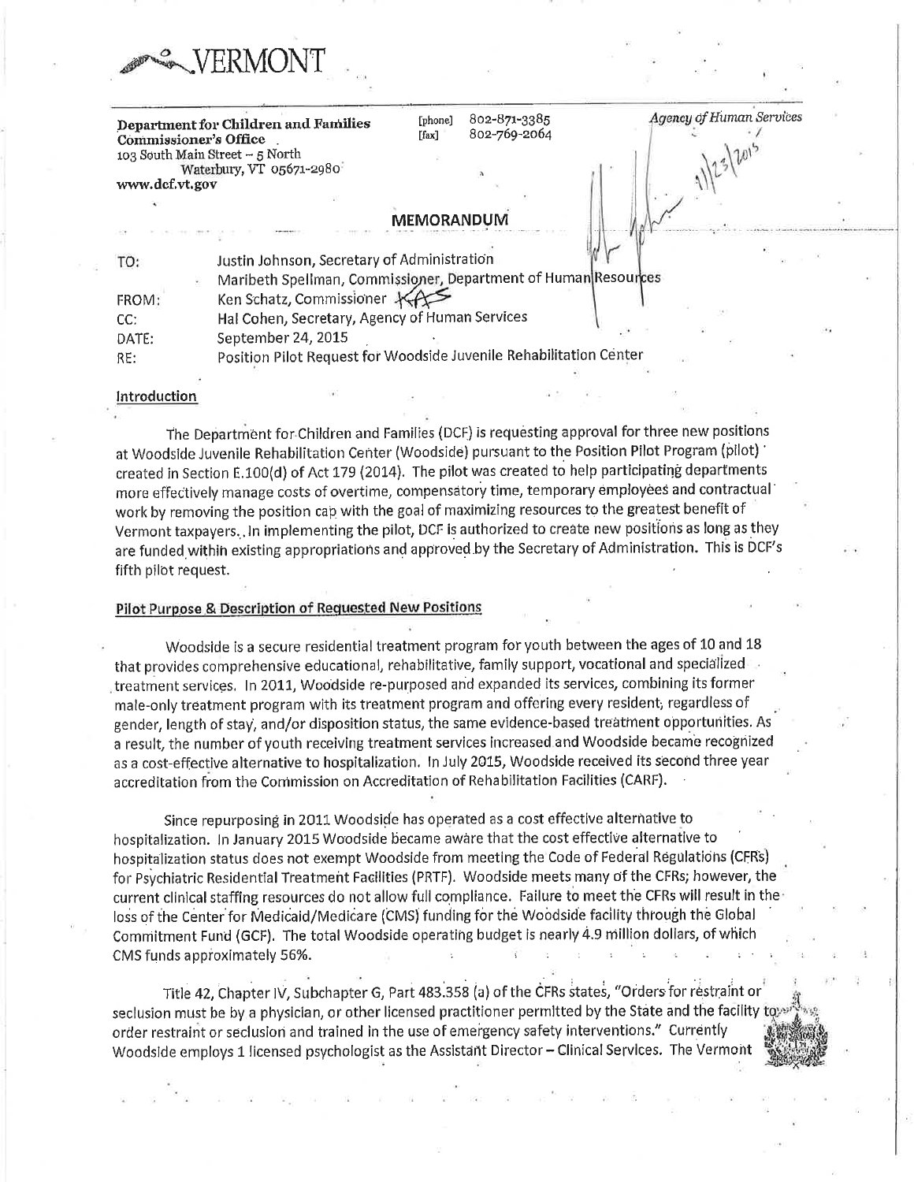VERMONT

**Department for Children and Families**
**Commissioner's Office**
103 South Main Street – 5 North
Waterbury, VT 05671-2980
www.dcf.vt.gov

[phone] 802-871-3385
[fax] 802-769-2064

*Agency of Human Services*

9/23/2015

## MEMORANDUM

| | |
|---|---|
| TO: | Justin Johnson, Secretary of Administration |
| | Maribeth Spellman, Commissioner, Department of Human Resources |
| FROM: | Ken Schatz, Commissioner KAS |
| CC: | Hal Cohen, Secretary, Agency of Human Services |
| DATE: | September 24, 2015 |
| RE: | Position Pilot Request for Woodside Juvenile Rehabilitation Center |

### Introduction

The Department for Children and Families (DCF) is requesting approval for three new positions at Woodside Juvenile Rehabilitation Center (Woodside) pursuant to the Position Pilot Program (pilot) created in Section E.100(d) of Act 179 (2014). The pilot was created to help participating departments more effectively manage costs of overtime, compensatory time, temporary employees and contractual work by removing the position cap with the goal of maximizing resources to the greatest benefit of Vermont taxpayers. In implementing the pilot, DCF is authorized to create new positions as long as they are funded within existing appropriations and approved by the Secretary of Administration. This is DCF's fifth pilot request.

### Pilot Purpose & Description of Requested New Positions

Woodside is a secure residential treatment program for youth between the ages of 10 and 18 that provides comprehensive educational, rehabilitative, family support, vocational and specialized treatment services. In 2011, Woodside re-purposed and expanded its services, combining its former male-only treatment program with its treatment program and offering every resident, regardless of gender, length of stay, and/or disposition status, the same evidence-based treatment opportunities. As a result, the number of youth receiving treatment services increased and Woodside became recognized as a cost-effective alternative to hospitalization. In July 2015, Woodside received its second three year accreditation from the Commission on Accreditation of Rehabilitation Facilities (CARF).

Since repurposing in 2011 Woodside has operated as a cost effective alternative to hospitalization. In January 2015 Woodside became aware that the cost effective alternative to hospitalization status does not exempt Woodside from meeting the Code of Federal Regulations (CFRs) for Psychiatric Residential Treatment Facilities (PRTF). Woodside meets many of the CFRs; however, the current clinical staffing resources do not allow full compliance. Failure to meet the CFRs will result in the loss of the Center for Medicaid/Medicare (CMS) funding for the Woodside facility through the Global Commitment Fund (GCF). The total Woodside operating budget is nearly 4.9 million dollars, of which CMS funds approximately 56%.

Title 42, Chapter IV, Subchapter G, Part 483.358 (a) of the CFRs states, "Orders for restraint or seclusion must be by a physician, or other licensed practitioner permitted by the State and the facility to order restraint or seclusion and trained in the use of emergency safety interventions." Currently Woodside employs 1 licensed psychologist as the Assistant Director – Clinical Services. The Vermont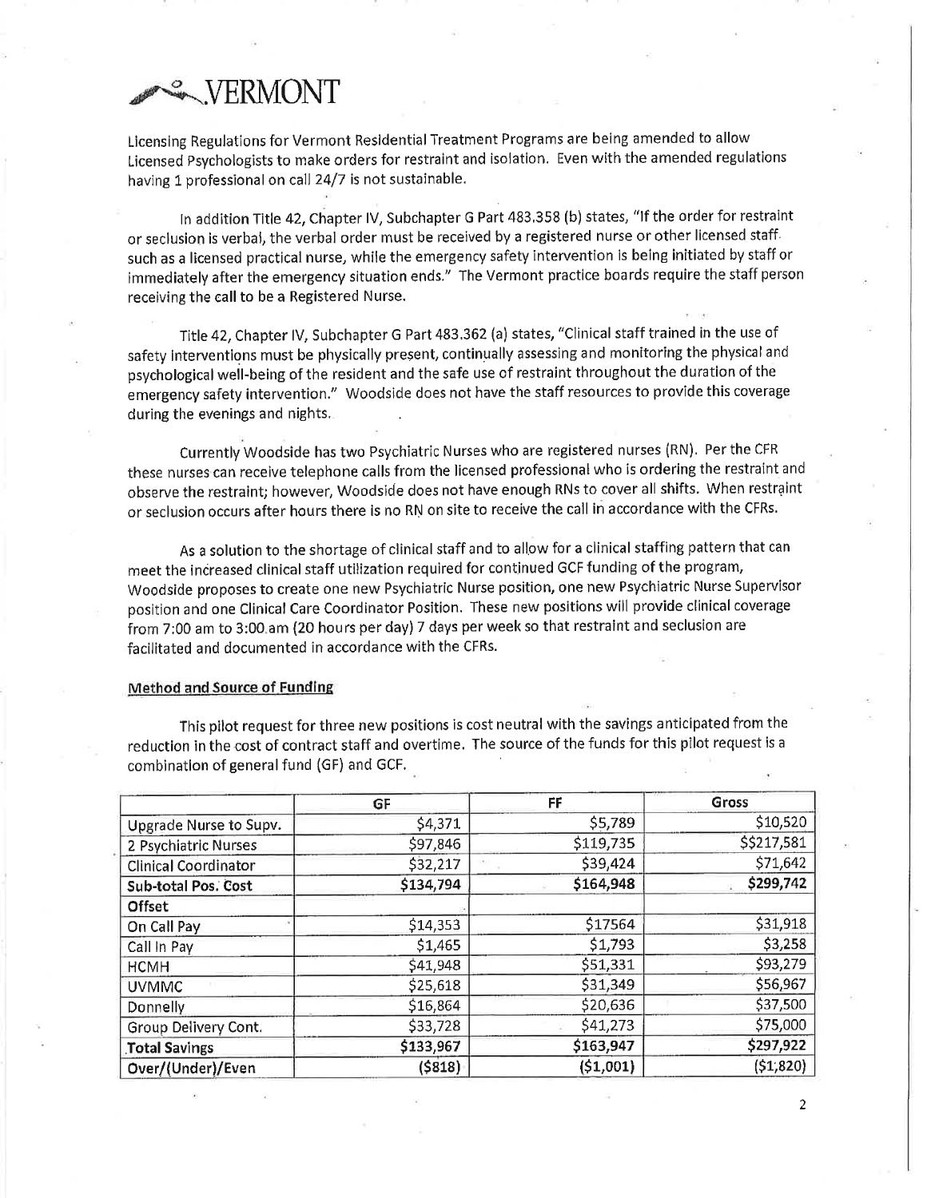# VERMONT

Licensing Regulations for Vermont Residential Treatment Programs are being amended to allow Licensed Psychologists to make orders for restraint and isolation. Even with the amended regulations having 1 professional on call 24/7 is not sustainable.

In addition Title 42, Chapter IV, Subchapter G Part 483.358 (b) states, "If the order for restraint or seclusion is verbal, the verbal order must be received by a registered nurse or other licensed staff such as a licensed practical nurse, while the emergency safety intervention is being initiated by staff or immediately after the emergency situation ends." The Vermont practice boards require the staff person receiving the call to be a Registered Nurse.

Title 42, Chapter IV, Subchapter G Part 483.362 (a) states, "Clinical staff trained in the use of safety interventions must be physically present, continually assessing and monitoring the physical and psychological well-being of the resident and the safe use of restraint throughout the duration of the emergency safety intervention." Woodside does not have the staff resources to provide this coverage during the evenings and nights.

Currently Woodside has two Psychiatric Nurses who are registered nurses (RN). Per the CFR these nurses can receive telephone calls from the licensed professional who is ordering the restraint and observe the restraint; however, Woodside does not have enough RNs to cover all shifts. When restraint or seclusion occurs after hours there is no RN on site to receive the call in accordance with the CFRs.

As a solution to the shortage of clinical staff and to allow for a clinical staffing pattern that can meet the increased clinical staff utilization required for continued GCF funding of the program, Woodside proposes to create one new Psychiatric Nurse position, one new Psychiatric Nurse Supervisor position and one Clinical Care Coordinator Position. These new positions will provide clinical coverage from 7:00 am to 3:00 am (20 hours per day) 7 days per week so that restraint and seclusion are facilitated and documented in accordance with the CFRs.

**Method and Source of Funding**

This pilot request for three new positions is cost neutral with the savings anticipated from the reduction in the cost of contract staff and overtime. The source of the funds for this pilot request is a combination of general fund (GF) and GCF.

| | GF | FF | Gross |
|---|---|---|---|
| Upgrade Nurse to Supv. | $4,371 | $5,789 | $10,520 |
| 2 Psychiatric Nurses | $97,846 | $119,735 | $$217,581 |
| Clinical Coordinator | $32,217 | $39,424 | $71,642 |
| **Sub-total Pos. Cost** | **$134,794** | **$164,948** | **$299,742** |
| **Offset** | | | |
| On Call Pay | $14,353 | $17564 | $31,918 |
| Call In Pay | $1,465 | $1,793 | $3,258 |
| HCMH | $41,948 | $51,331 | $93,279 |
| UVMMC | $25,618 | $31,349 | $56,967 |
| Donnelly | $16,864 | $20,636 | $37,500 |
| Group Delivery Cont. | $33,728 | $41,273 | $75,000 |
| **Total Savings** | **$133,967** | **$163,947** | **$297,922** |
| **Over/(Under)/Even** | **($818)** | **($1,001)** | **($1,820)** |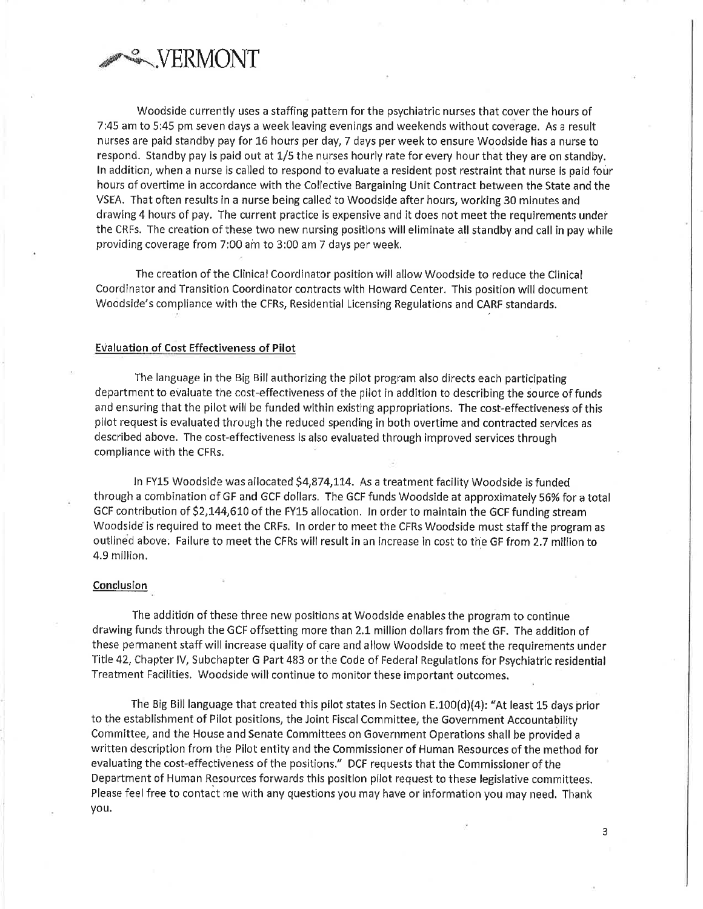VERMONT

Woodside currently uses a staffing pattern for the psychiatric nurses that cover the hours of 7:45 am to 5:45 pm seven days a week leaving evenings and weekends without coverage. As a result nurses are paid standby pay for 16 hours per day, 7 days per week to ensure Woodside has a nurse to respond. Standby pay is paid out at 1/5 the nurses hourly rate for every hour that they are on standby. In addition, when a nurse is called to respond to evaluate a resident post restraint that nurse is paid four hours of overtime in accordance with the Collective Bargaining Unit Contract between the State and the VSEA. That often results in a nurse being called to Woodside after hours, working 30 minutes and drawing 4 hours of pay. The current practice is expensive and it does not meet the requirements under the CRFs. The creation of these two new nursing positions will eliminate all standby and call in pay while providing coverage from 7:00 am to 3:00 am 7 days per week.

The creation of the Clinical Coordinator position will allow Woodside to reduce the Clinical Coordinator and Transition Coordinator contracts with Howard Center. This position will document Woodside's compliance with the CFRs, Residential Licensing Regulations and CARF standards.

**Evaluation of Cost Effectiveness of Pilot**

The language in the Big Bill authorizing the pilot program also directs each participating department to evaluate the cost-effectiveness of the pilot in addition to describing the source of funds and ensuring that the pilot will be funded within existing appropriations. The cost-effectiveness of this pilot request is evaluated through the reduced spending in both overtime and contracted services as described above. The cost-effectiveness is also evaluated through improved services through compliance with the CFRs.

In FY15 Woodside was allocated $4,874,114. As a treatment facility Woodside is funded through a combination of GF and GCF dollars. The GCF funds Woodside at approximately 56% for a total GCF contribution of $2,144,610 of the FY15 allocation. In order to maintain the GCF funding stream Woodside is required to meet the CRFs. In order to meet the CFRs Woodside must staff the program as outlined above. Failure to meet the CFRs will result in an increase in cost to the GF from 2.7 million to 4.9 million.

**Conclusion**

The addition of these three new positions at Woodside enables the program to continue drawing funds through the GCF offsetting more than 2.1 million dollars from the GF. The addition of these permanent staff will increase quality of care and allow Woodside to meet the requirements under Title 42, Chapter IV, Subchapter G Part 483 or the Code of Federal Regulations for Psychiatric residential Treatment Facilities. Woodside will continue to monitor these important outcomes.

The Big Bill language that created this pilot states in Section E.100(d)(4): "At least 15 days prior to the establishment of Pilot positions, the Joint Fiscal Committee, the Government Accountability Committee, and the House and Senate Committees on Government Operations shall be provided a written description from the Pilot entity and the Commissioner of Human Resources of the method for evaluating the cost-effectiveness of the positions." DCF requests that the Commissioner of the Department of Human Resources forwards this position pilot request to these legislative committees. Please feel free to contact me with any questions you may have or information you may need. Thank you.